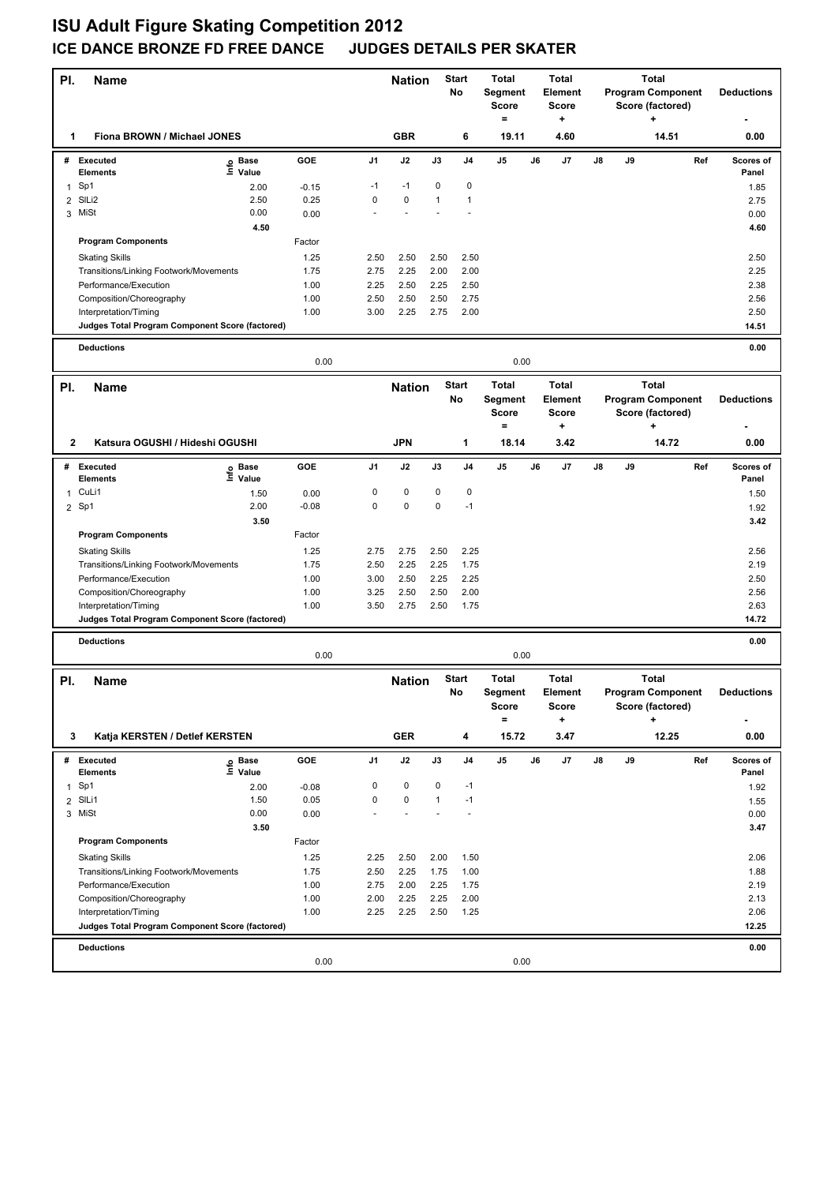# ISU Adult Figure Skating Competition 2012

## ICE DANCE BRONZE FD FREE DANCE JUDGES DETAILS PER SKATER

| Pl. | Name | Nation | Start No | Total Segment Score = | Total Element Score + | Total Program Component Score (factored) + | Deductions - |
|---|---|---|---|---|---|---|---|
| 1 | Fiona BROWN / Michael JONES | GBR | 6 | 19.11 | 4.60 | 14.51 | 0.00 |

| # | Executed Elements | Info | Base Value | GOE | J1 | J2 | J3 | J4 | J5 | J6 | J7 | J8 | J9 | Ref | Scores of Panel |
|---|---|---|---|---|---|---|---|---|---|---|---|---|---|---|---|
| 1 | Sp1 | | 2.00 | -0.15 | -1 | -1 | 0 | 0 | | | | | | | 1.85 |
| 2 | SlLi2 | | 2.50 | 0.25 | 0 | 0 | 1 | 1 | | | | | | | 2.75 |
| 3 | MiSt | | 0.00 | 0.00 | - | - | - | - | | | | | | | 0.00 |
| | | | 4.50 | | | | | | | | | | | | 4.60 |
| | **Program Components** | | | Factor | | | | | | | | | | | |
| | Skating Skills | | | 1.25 | 2.50 | 2.50 | 2.50 | 2.50 | | | | | | | 2.50 |
| | Transitions/Linking Footwork/Movements | | | 1.75 | 2.75 | 2.25 | 2.00 | 2.00 | | | | | | | 2.25 |
| | Performance/Execution | | | 1.00 | 2.25 | 2.50 | 2.25 | 2.50 | | | | | | | 2.38 |
| | Composition/Choreography | | | 1.00 | 2.50 | 2.50 | 2.50 | 2.75 | | | | | | | 2.56 |
| | Interpretation/Timing | | | 1.00 | 3.00 | 2.25 | 2.75 | 2.00 | | | | | | | 2.50 |
| | **Judges Total Program Component Score (factored)** | | | | | | | | | | | | | | 14.51 |
| | **Deductions** | | | 0.00 | | | | | 0.00 | | | | | | 0.00 |

| Pl. | Name | Nation | Start No | Total Segment Score = | Total Element Score + | Total Program Component Score (factored) + | Deductions - |
|---|---|---|---|---|---|---|---|
| 2 | Katsura OGUSHI / Hideshi OGUSHI | JPN | 1 | 18.14 | 3.42 | 14.72 | 0.00 |

| # | Executed Elements | Info | Base Value | GOE | J1 | J2 | J3 | J4 | J5 | J6 | J7 | J8 | J9 | Ref | Scores of Panel |
|---|---|---|---|---|---|---|---|---|---|---|---|---|---|---|---|
| 1 | CuLi1 | | 1.50 | 0.00 | 0 | 0 | 0 | 0 | | | | | | | 1.50 |
| 2 | Sp1 | | 2.00 | -0.08 | 0 | 0 | 0 | -1 | | | | | | | 1.92 |
| | | | 3.50 | | | | | | | | | | | | 3.42 |
| | **Program Components** | | | Factor | | | | | | | | | | | |
| | Skating Skills | | | 1.25 | 2.75 | 2.75 | 2.50 | 2.25 | | | | | | | 2.56 |
| | Transitions/Linking Footwork/Movements | | | 1.75 | 2.50 | 2.25 | 2.25 | 1.75 | | | | | | | 2.19 |
| | Performance/Execution | | | 1.00 | 3.00 | 2.50 | 2.25 | 2.25 | | | | | | | 2.50 |
| | Composition/Choreography | | | 1.00 | 3.25 | 2.50 | 2.50 | 2.00 | | | | | | | 2.56 |
| | Interpretation/Timing | | | 1.00 | 3.50 | 2.75 | 2.50 | 1.75 | | | | | | | 2.63 |
| | **Judges Total Program Component Score (factored)** | | | | | | | | | | | | | | 14.72 |
| | **Deductions** | | | 0.00 | | | | | 0.00 | | | | | | 0.00 |

| Pl. | Name | Nation | Start No | Total Segment Score = | Total Element Score + | Total Program Component Score (factored) + | Deductions - |
|---|---|---|---|---|---|---|---|
| 3 | Katja KERSTEN / Detlef KERSTEN | GER | 4 | 15.72 | 3.47 | 12.25 | 0.00 |

| # | Executed Elements | Info | Base Value | GOE | J1 | J2 | J3 | J4 | J5 | J6 | J7 | J8 | J9 | Ref | Scores of Panel |
|---|---|---|---|---|---|---|---|---|---|---|---|---|---|---|---|
| 1 | Sp1 | | 2.00 | -0.08 | 0 | 0 | 0 | -1 | | | | | | | 1.92 |
| 2 | SlLi1 | | 1.50 | 0.05 | 0 | 0 | 1 | -1 | | | | | | | 1.55 |
| 3 | MiSt | | 0.00 | 0.00 | - | - | - | - | | | | | | | 0.00 |
| | | | 3.50 | | | | | | | | | | | | 3.47 |
| | **Program Components** | | | Factor | | | | | | | | | | | |
| | Skating Skills | | | 1.25 | 2.25 | 2.50 | 2.00 | 1.50 | | | | | | | 2.06 |
| | Transitions/Linking Footwork/Movements | | | 1.75 | 2.50 | 2.25 | 1.75 | 1.00 | | | | | | | 1.88 |
| | Performance/Execution | | | 1.00 | 2.75 | 2.00 | 2.25 | 1.75 | | | | | | | 2.19 |
| | Composition/Choreography | | | 1.00 | 2.00 | 2.25 | 2.25 | 2.00 | | | | | | | 2.13 |
| | Interpretation/Timing | | | 1.00 | 2.25 | 2.25 | 2.50 | 1.25 | | | | | | | 2.06 |
| | **Judges Total Program Component Score (factored)** | | | | | | | | | | | | | | 12.25 |
| | **Deductions** | | | 0.00 | | | | | 0.00 | | | | | | 0.00 |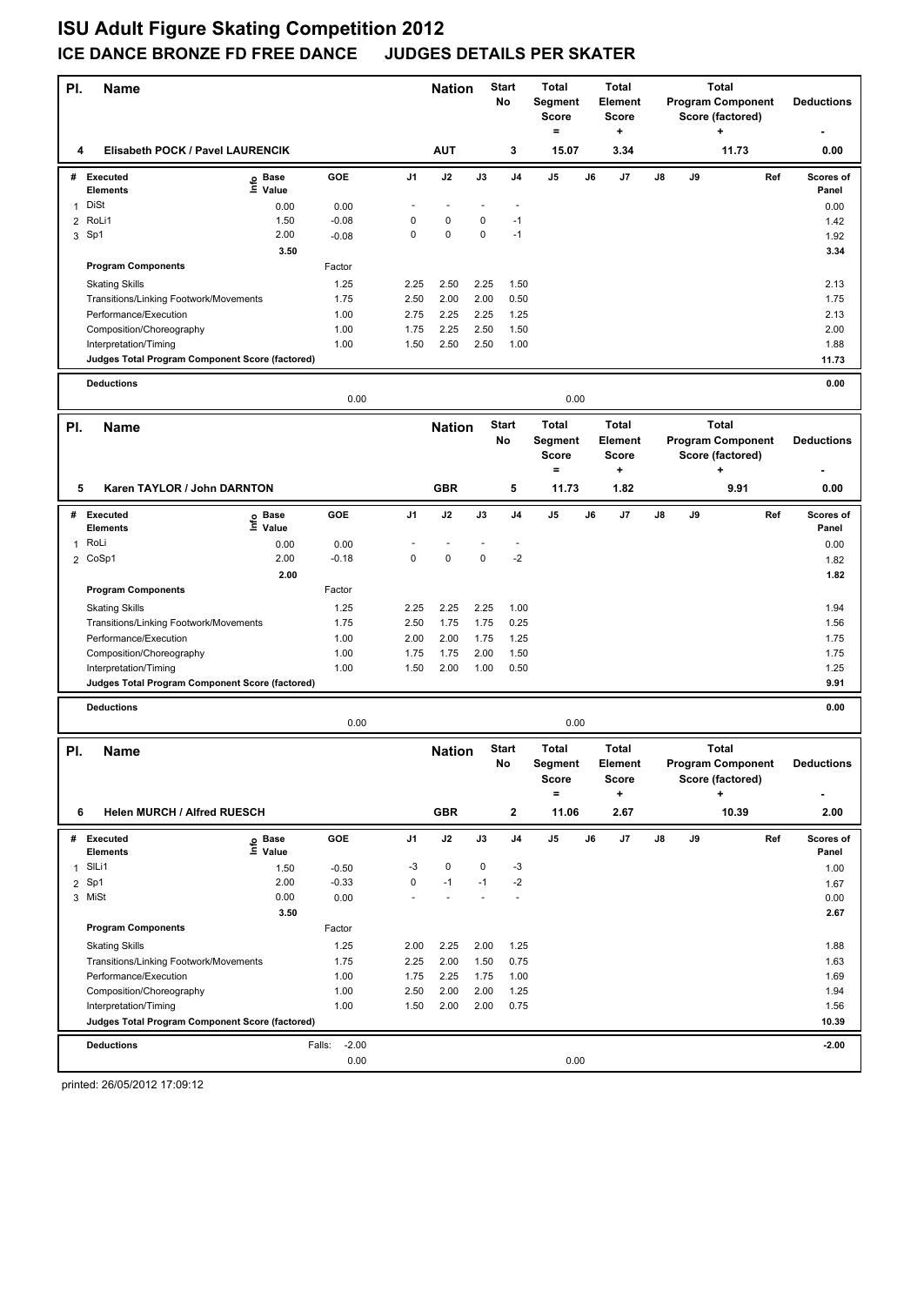# ISU Adult Figure Skating Competition 2012

## ICE DANCE BRONZE FD FREE DANCE JUDGES DETAILS PER SKATER

| Pl. | Name | Nation | Start No | Total Segment Score = | Total Element Score + | Total Program Component Score (factored) + | Deductions - |
|---|---|---|---|---|---|---|---|
| 4 | Elisabeth POCK / Pavel LAURENCIK | AUT | 3 | 15.07 | 3.34 | 11.73 | 0.00 |

| # | Executed Elements | Info | Base Value | GOE | J1 | J2 | J3 | J4 | J5 | J6 | J7 | J8 | J9 | Ref | Scores of Panel |
|---|---|---|---|---|---|---|---|---|---|---|---|---|---|---|---|
| 1 | DiSt | | 0.00 | 0.00 | - | - | - | - | | | | | | | 0.00 |
| 2 | RoLi1 | | 1.50 | -0.08 | 0 | 0 | 0 | -1 | | | | | | | 1.42 |
| 3 | Sp1 | | 2.00 | -0.08 | 0 | 0 | 0 | -1 | | | | | | | 1.92 |
| | | | 3.50 | | | | | | | | | | | | 3.34 |
| | **Program Components** | | | Factor | | | | | | | | | | | |
| | Skating Skills | | | 1.25 | 2.25 | 2.50 | 2.25 | 1.50 | | | | | | | 2.13 |
| | Transitions/Linking Footwork/Movements | | | 1.75 | 2.50 | 2.00 | 2.00 | 0.50 | | | | | | | 1.75 |
| | Performance/Execution | | | 1.00 | 2.75 | 2.25 | 2.25 | 1.25 | | | | | | | 2.13 |
| | Composition/Choreography | | | 1.00 | 1.75 | 2.25 | 2.50 | 1.50 | | | | | | | 2.00 |
| | Interpretation/Timing | | | 1.00 | 1.50 | 2.50 | 2.50 | 1.00 | | | | | | | 1.88 |
| | **Judges Total Program Component Score (factored)** | | | | | | | | | | | | | | 11.73 |
| | **Deductions** | | | | | | | | | | | | | | 0.00 |
| | | | | 0.00 | | | | | 0.00 | | | | | | |

| Pl. | Name | Nation | Start No | Total Segment Score = | Total Element Score + | Total Program Component Score (factored) + | Deductions - |
|---|---|---|---|---|---|---|---|
| 5 | Karen TAYLOR / John DARNTON | GBR | 5 | 11.73 | 1.82 | 9.91 | 0.00 |

| # | Executed Elements | Info | Base Value | GOE | J1 | J2 | J3 | J4 | J5 | J6 | J7 | J8 | J9 | Ref | Scores of Panel |
|---|---|---|---|---|---|---|---|---|---|---|---|---|---|---|---|
| 1 | RoLi | | 0.00 | 0.00 | - | - | - | - | | | | | | | 0.00 |
| 2 | CoSp1 | | 2.00 | -0.18 | 0 | 0 | 0 | -2 | | | | | | | 1.82 |
| | | | 2.00 | | | | | | | | | | | | 1.82 |
| | **Program Components** | | | Factor | | | | | | | | | | | |
| | Skating Skills | | | 1.25 | 2.25 | 2.25 | 2.25 | 1.00 | | | | | | | 1.94 |
| | Transitions/Linking Footwork/Movements | | | 1.75 | 2.50 | 1.75 | 1.75 | 0.25 | | | | | | | 1.56 |
| | Performance/Execution | | | 1.00 | 2.00 | 2.00 | 1.75 | 1.25 | | | | | | | 1.75 |
| | Composition/Choreography | | | 1.00 | 1.75 | 1.75 | 2.00 | 1.50 | | | | | | | 1.75 |
| | Interpretation/Timing | | | 1.00 | 1.50 | 2.00 | 1.00 | 0.50 | | | | | | | 1.25 |
| | **Judges Total Program Component Score (factored)** | | | | | | | | | | | | | | 9.91 |
| | **Deductions** | | | | | | | | | | | | | | 0.00 |
| | | | | 0.00 | | | | | 0.00 | | | | | | |

| Pl. | Name | Nation | Start No | Total Segment Score = | Total Element Score + | Total Program Component Score (factored) + | Deductions - |
|---|---|---|---|---|---|---|---|
| 6 | Helen MURCH / Alfred RUESCH | GBR | 2 | 11.06 | 2.67 | 10.39 | 2.00 |

| # | Executed Elements | Info | Base Value | GOE | J1 | J2 | J3 | J4 | J5 | J6 | J7 | J8 | J9 | Ref | Scores of Panel |
|---|---|---|---|---|---|---|---|---|---|---|---|---|---|---|---|
| 1 | SlLi1 | | 1.50 | -0.50 | -3 | 0 | 0 | -3 | | | | | | | 1.00 |
| 2 | Sp1 | | 2.00 | -0.33 | 0 | -1 | -1 | -2 | | | | | | | 1.67 |
| 3 | MiSt | | 0.00 | 0.00 | - | - | - | - | | | | | | | 0.00 |
| | | | 3.50 | | | | | | | | | | | | 2.67 |
| | **Program Components** | | | Factor | | | | | | | | | | | |
| | Skating Skills | | | 1.25 | 2.00 | 2.25 | 2.00 | 1.25 | | | | | | | 1.88 |
| | Transitions/Linking Footwork/Movements | | | 1.75 | 2.25 | 2.00 | 1.50 | 0.75 | | | | | | | 1.63 |
| | Performance/Execution | | | 1.00 | 1.75 | 2.25 | 1.75 | 1.00 | | | | | | | 1.69 |
| | Composition/Choreography | | | 1.00 | 2.50 | 2.00 | 2.00 | 1.25 | | | | | | | 1.94 |
| | Interpretation/Timing | | | 1.00 | 1.50 | 2.00 | 2.00 | 0.75 | | | | | | | 1.56 |
| | **Judges Total Program Component Score (factored)** | | | | | | | | | | | | | | 10.39 |
| | **Deductions** | | Falls: | -2.00 | | | | | | | | | | | -2.00 |
| | | | | 0.00 | | | | | 0.00 | | | | | | |

printed: 26/05/2012 17:09:12